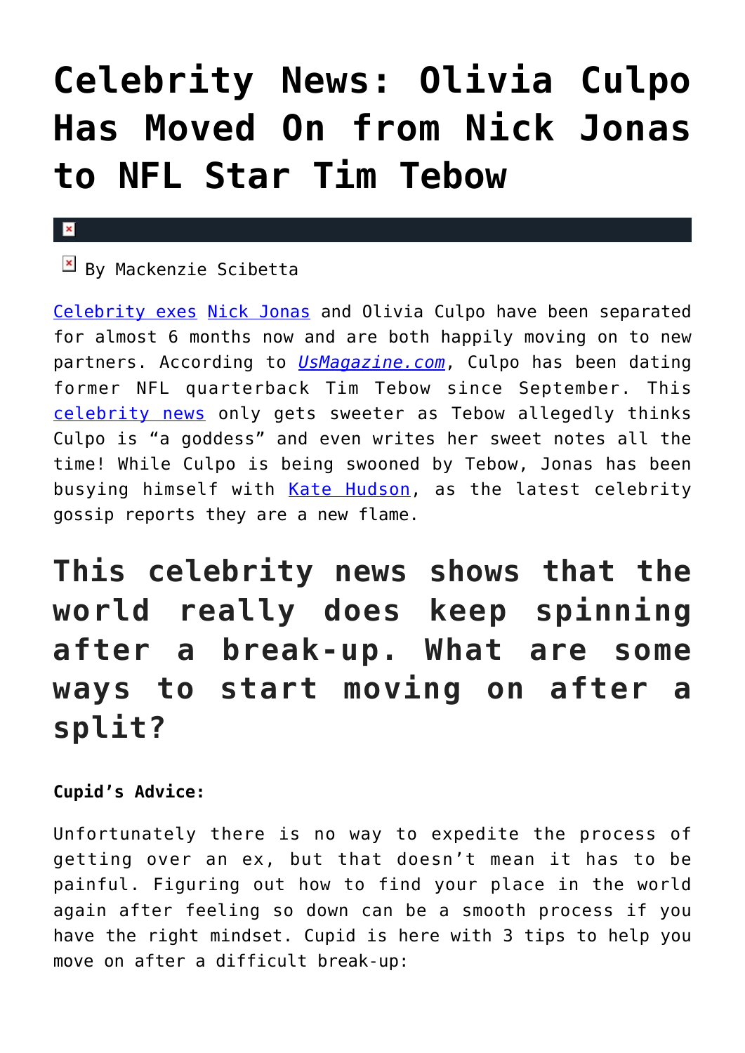# Celebrity News: Olivia Culpo Has Moved On from Nick Jonas to NFL Star Tim Tebow

By Mackenzie Scibetta

Celebrity exes Nick Jonas and Olivia Culpo have been separated for almost 6 months now and are both happily moving on to new partners. According to *UsMagazine.com*, Culpo has been dating former NFL quarterback Tim Tebow since September. This celebrity news only gets sweeter as Tebow allegedly thinks Culpo is "a goddess" and even writes her sweet notes all the time! While Culpo is being swooned by Tebow, Jonas has been busying himself with Kate Hudson, as the latest celebrity gossip reports they are a new flame.

## This celebrity news shows that the world really does keep spinning after a break-up. What are some ways to start moving on after a split?

**Cupid's Advice:**

Unfortunately there is no way to expedite the process of getting over an ex, but that doesn't mean it has to be painful. Figuring out how to find your place in the world again after feeling so down can be a smooth process if you have the right mindset. Cupid is here with 3 tips to help you move on after a difficult break-up: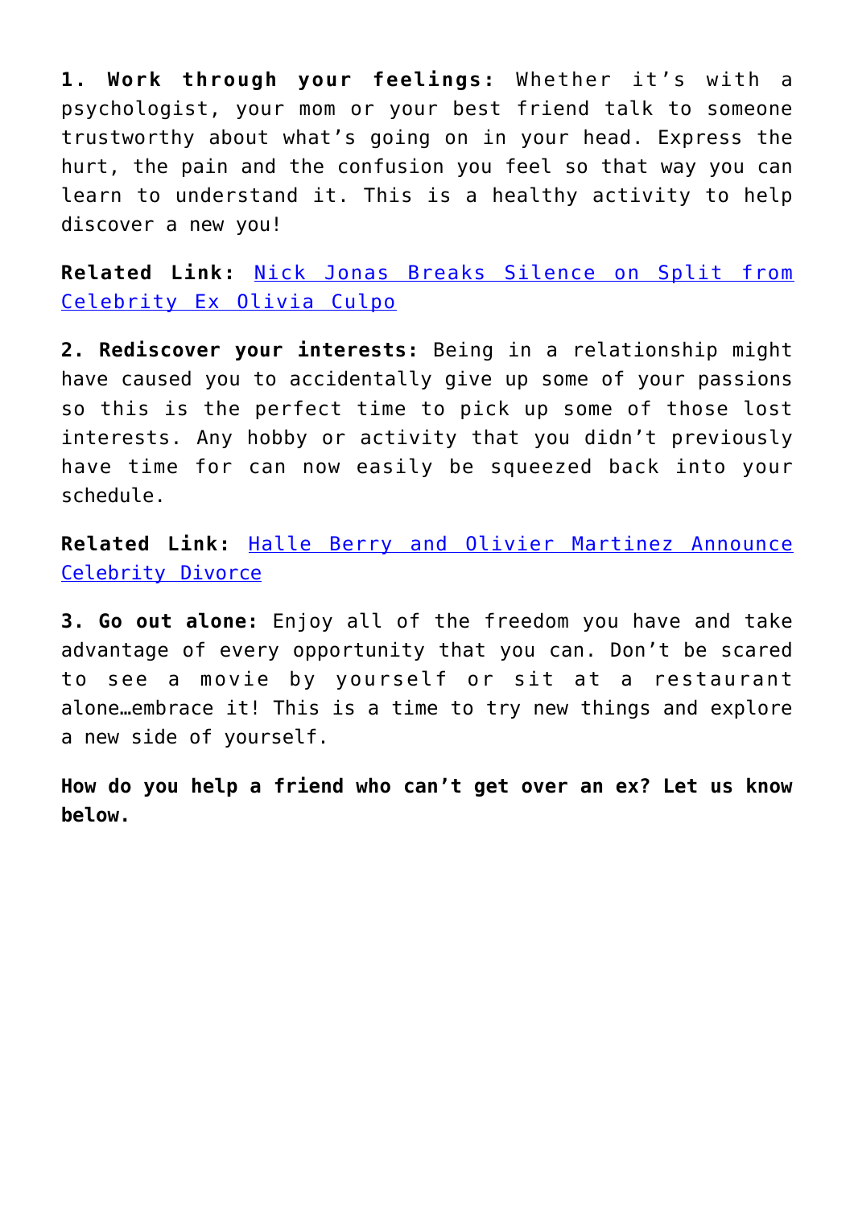**1. Work through your feelings:** Whether it's with a psychologist, your mom or your best friend talk to someone trustworthy about what's going on in your head. Express the hurt, the pain and the confusion you feel so that way you can learn to understand it. This is a healthy activity to help discover a new you!

**Related Link:** Nick Jonas Breaks Silence on Split from Celebrity Ex Olivia Culpo

**2. Rediscover your interests:** Being in a relationship might have caused you to accidentally give up some of your passions so this is the perfect time to pick up some of those lost interests. Any hobby or activity that you didn't previously have time for can now easily be squeezed back into your schedule.

**Related Link:** Halle Berry and Olivier Martinez Announce Celebrity Divorce

**3. Go out alone:** Enjoy all of the freedom you have and take advantage of every opportunity that you can. Don't be scared to see a movie by yourself or sit at a restaurant alone…embrace it! This is a time to try new things and explore a new side of yourself.

**How do you help a friend who can't get over an ex? Let us know below.**